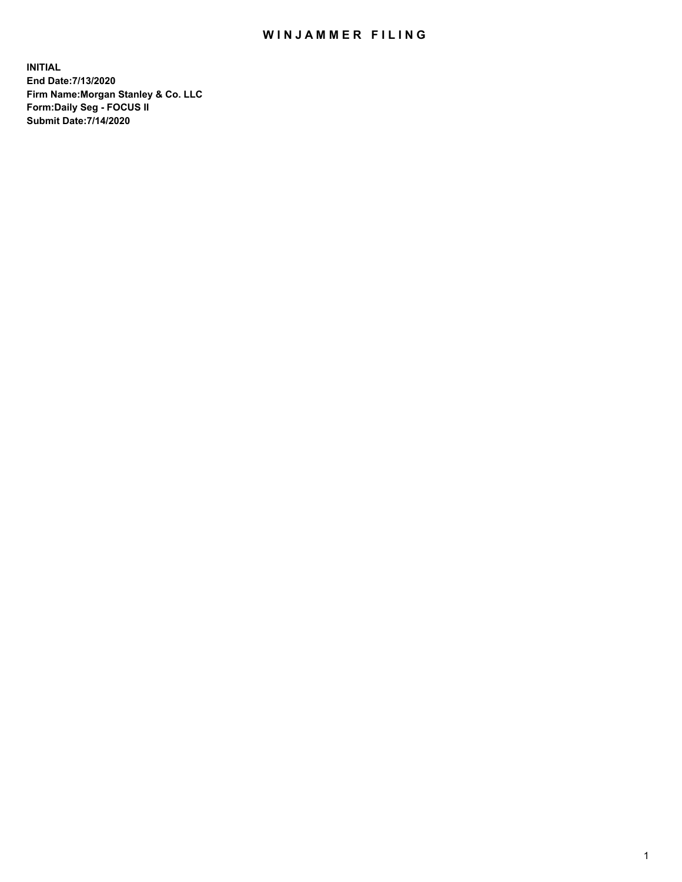# WINJAMMER FILING

**INITIAL**
**End Date:7/13/2020**
**Firm Name:Morgan Stanley & Co. LLC**
**Form:Daily Seg - FOCUS II**
**Submit Date:7/14/2020**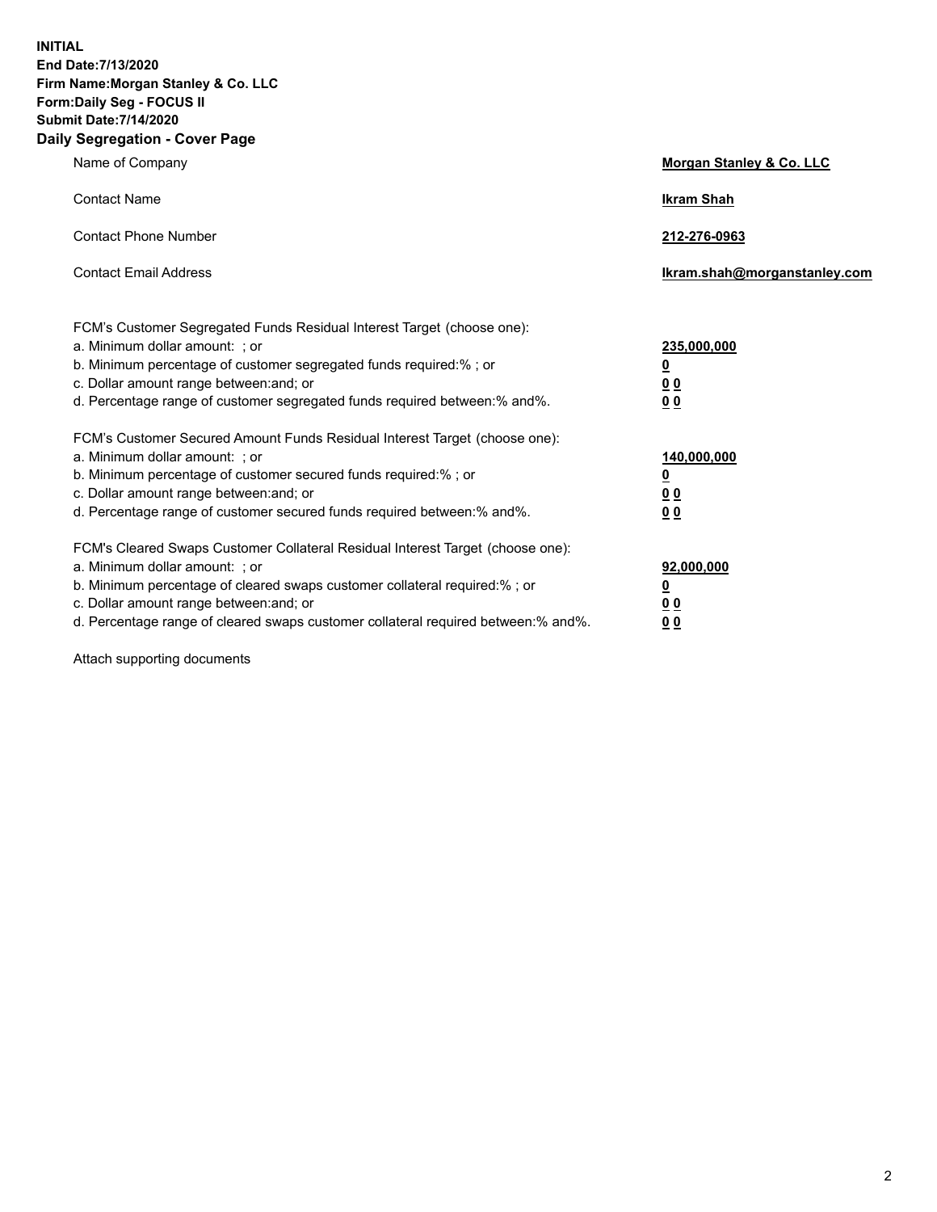**INITIAL**
**End Date:7/13/2020**
**Firm Name:Morgan Stanley & Co. LLC**
**Form:Daily Seg - FOCUS II**
**Submit Date:7/14/2020**

## Daily Segregation - Cover Page

| | |
|---|---|
| Name of Company | **Morgan Stanley & Co. LLC** |
| Contact Name | **Ikram Shah** |
| Contact Phone Number | **212-276-0963** |
| Contact Email Address | **Ikram.shah@morganstanley.com** |

| | |
|---|---|
| FCM's Customer Segregated Funds Residual Interest Target (choose one): | |
| a. Minimum dollar amount: ; or | **235,000,000** |
| b. Minimum percentage of customer segregated funds required:% ; or | **0** |
| c. Dollar amount range between:and; or | **0 0** |
| d. Percentage range of customer segregated funds required between:% and%. | **0 0** |
| FCM's Customer Secured Amount Funds Residual Interest Target (choose one): | |
| a. Minimum dollar amount: ; or | **140,000,000** |
| b. Minimum percentage of customer secured funds required:% ; or | **0** |
| c. Dollar amount range between:and; or | **0 0** |
| d. Percentage range of customer secured funds required between:% and%. | **0 0** |
| FCM's Cleared Swaps Customer Collateral Residual Interest Target (choose one): | |
| a. Minimum dollar amount: ; or | **92,000,000** |
| b. Minimum percentage of cleared swaps customer collateral required:% ; or | **0** |
| c. Dollar amount range between:and; or | **0 0** |
| d. Percentage range of cleared swaps customer collateral required between:% and%. | **0 0** |

Attach supporting documents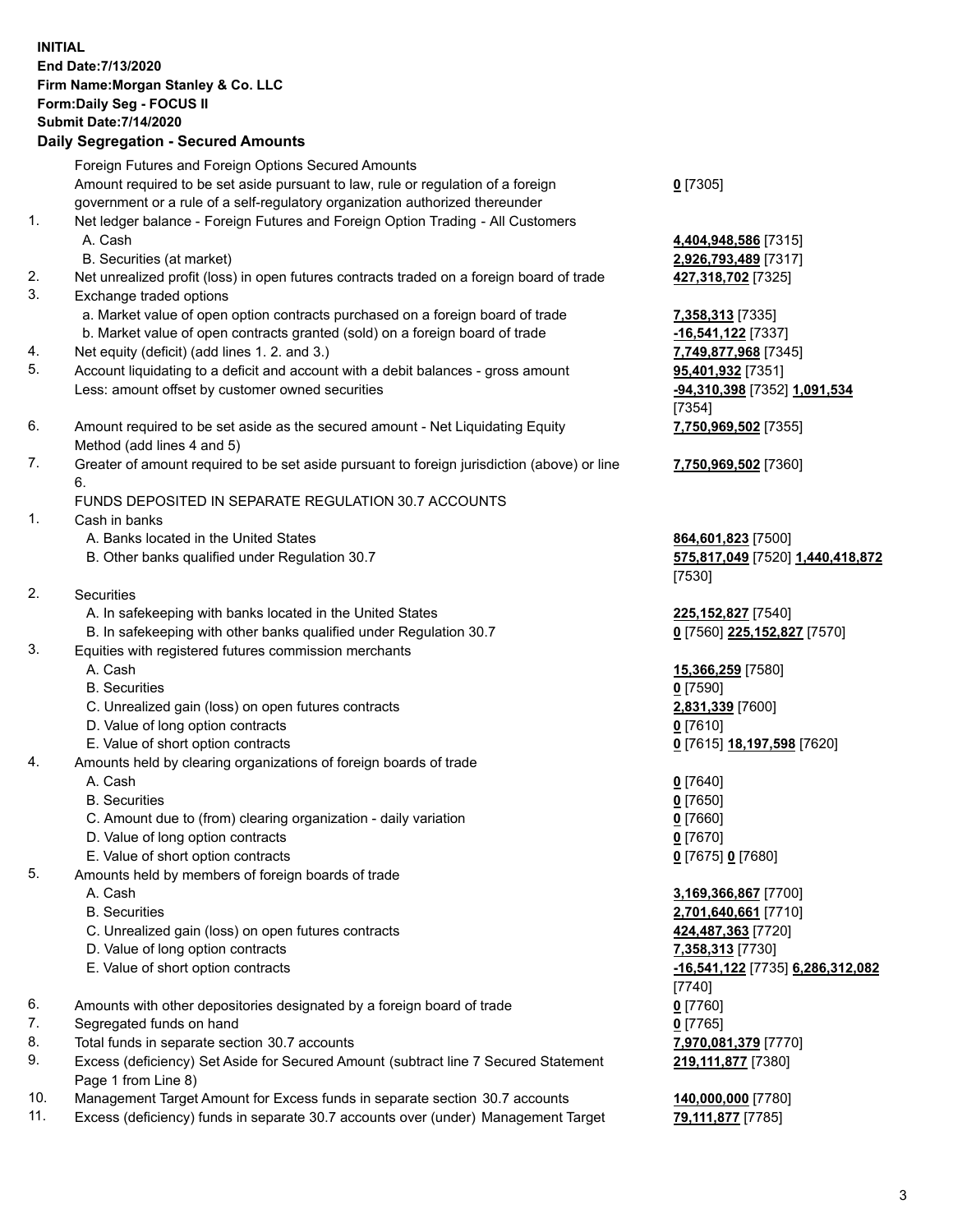**INITIAL**
**End Date:7/13/2020**
**Firm Name:Morgan Stanley & Co. LLC**
**Form:Daily Seg - FOCUS II**
**Submit Date:7/14/2020**

## Daily Segregation - Secured Amounts

| | | |
|---|---|---|
| | Foreign Futures and Foreign Options Secured Amounts | |
| | Amount required to be set aside pursuant to law, rule or regulation of a foreign government or a rule of a self-regulatory organization authorized thereunder | **0** [7305] |
| 1. | Net ledger balance - Foreign Futures and Foreign Option Trading - All Customers | |
| | A. Cash | **4,404,948,586** [7315] |
| | B. Securities (at market) | **2,926,793,489** [7317] |
| 2. | Net unrealized profit (loss) in open futures contracts traded on a foreign board of trade | **427,318,702** [7325] |
| 3. | Exchange traded options | |
| | a. Market value of open option contracts purchased on a foreign board of trade | **7,358,313** [7335] |
| | b. Market value of open contracts granted (sold) on a foreign board of trade | **-16,541,122** [7337] |
| 4. | Net equity (deficit) (add lines 1. 2. and 3.) | **7,749,877,968** [7345] |
| 5. | Account liquidating to a deficit and account with a debit balances - gross amount | **95,401,932** [7351] |
| | Less: amount offset by customer owned securities | **-94,310,398** [7352] **1,091,534** [7354] |
| 6. | Amount required to be set aside as the secured amount - Net Liquidating Equity Method (add lines 4 and 5) | **7,750,969,502** [7355] |
| 7. | Greater of amount required to be set aside pursuant to foreign jurisdiction (above) or line 6. | **7,750,969,502** [7360] |
| | FUNDS DEPOSITED IN SEPARATE REGULATION 30.7 ACCOUNTS | |
| 1. | Cash in banks | |
| | A. Banks located in the United States | **864,601,823** [7500] |
| | B. Other banks qualified under Regulation 30.7 | **575,817,049** [7520] **1,440,418,872** [7530] |
| 2. | Securities | |
| | A. In safekeeping with banks located in the United States | **225,152,827** [7540] |
| | B. In safekeeping with other banks qualified under Regulation 30.7 | **0** [7560] **225,152,827** [7570] |
| 3. | Equities with registered futures commission merchants | |
| | A. Cash | **15,366,259** [7580] |
| | B. Securities | **0** [7590] |
| | C. Unrealized gain (loss) on open futures contracts | **2,831,339** [7600] |
| | D. Value of long option contracts | **0** [7610] |
| | E. Value of short option contracts | **0** [7615] **18,197,598** [7620] |
| 4. | Amounts held by clearing organizations of foreign boards of trade | |
| | A. Cash | **0** [7640] |
| | B. Securities | **0** [7650] |
| | C. Amount due to (from) clearing organization - daily variation | **0** [7660] |
| | D. Value of long option contracts | **0** [7670] |
| | E. Value of short option contracts | **0** [7675] **0** [7680] |
| 5. | Amounts held by members of foreign boards of trade | |
| | A. Cash | **3,169,366,867** [7700] |
| | B. Securities | **2,701,640,661** [7710] |
| | C. Unrealized gain (loss) on open futures contracts | **424,487,363** [7720] |
| | D. Value of long option contracts | **7,358,313** [7730] |
| | E. Value of short option contracts | **-16,541,122** [7735] **6,286,312,082** [7740] |
| 6. | Amounts with other depositories designated by a foreign board of trade | **0** [7760] |
| 7. | Segregated funds on hand | **0** [7765] |
| 8. | Total funds in separate section 30.7 accounts | **7,970,081,379** [7770] |
| 9. | Excess (deficiency) Set Aside for Secured Amount (subtract line 7 Secured Statement Page 1 from Line 8) | **219,111,877** [7380] |
| 10. | Management Target Amount for Excess funds in separate section 30.7 accounts | **140,000,000** [7780] |
| 11. | Excess (deficiency) funds in separate 30.7 accounts over (under) Management Target | **79,111,877** [7785] |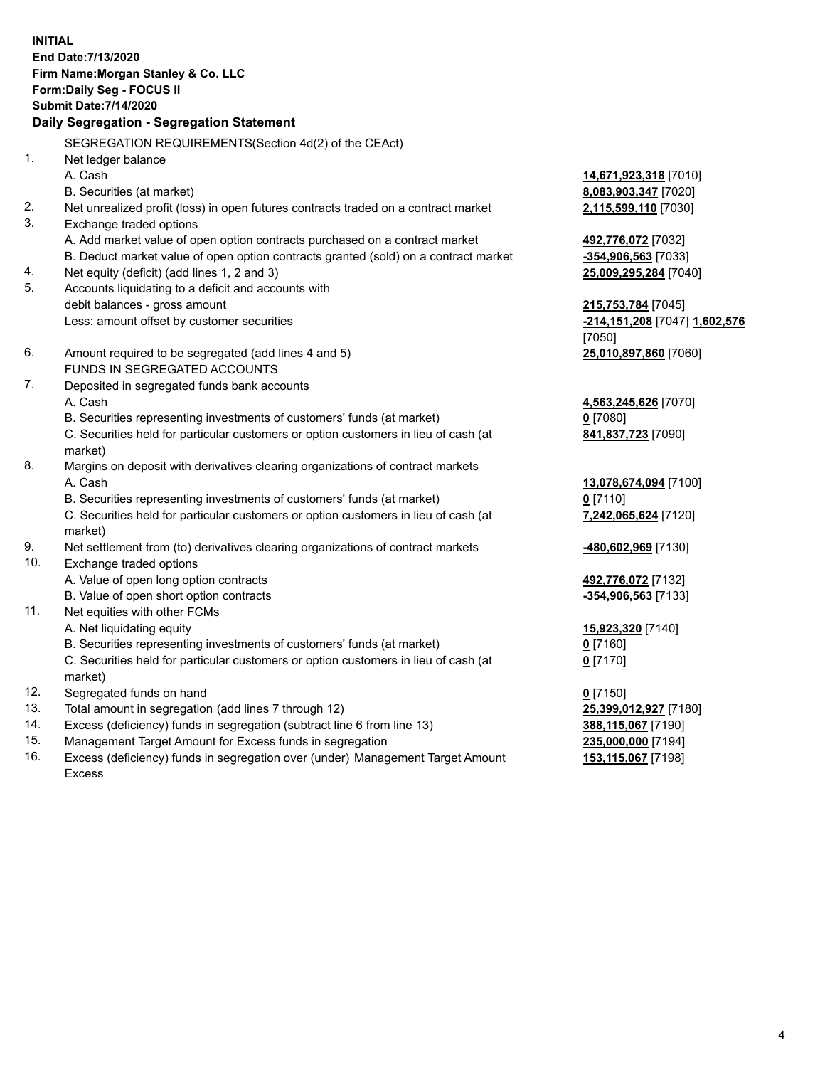**INITIAL**
**End Date:7/13/2020**
**Firm Name:Morgan Stanley & Co. LLC**
**Form:Daily Seg - FOCUS II**
**Submit Date:7/14/2020**

## Daily Segregation - Segregation Statement

SEGREGATION REQUIREMENTS(Section 4d(2) of the CEAct)

| | | |
|---|---|---|
| 1. | Net ledger balance | |
| | A. Cash | **14,671,923,318** [7010] |
| | B. Securities (at market) | **8,083,903,347** [7020] |
| 2. | Net unrealized profit (loss) in open futures contracts traded on a contract market | **2,115,599,110** [7030] |
| 3. | Exchange traded options | |
| | A. Add market value of open option contracts purchased on a contract market | **492,776,072** [7032] |
| | B. Deduct market value of open option contracts granted (sold) on a contract market | **-354,906,563** [7033] |
| 4. | Net equity (deficit) (add lines 1, 2 and 3) | **25,009,295,284** [7040] |
| 5. | Accounts liquidating to a deficit and accounts with debit balances - gross amount | **215,753,784** [7045] |
| | Less: amount offset by customer securities | **-214,151,208** [7047] **1,602,576** [7050] |
| 6. | Amount required to be segregated (add lines 4 and 5) | **25,010,897,860** [7060] |
| | FUNDS IN SEGREGATED ACCOUNTS | |
| 7. | Deposited in segregated funds bank accounts | |
| | A. Cash | **4,563,245,626** [7070] |
| | B. Securities representing investments of customers' funds (at market) | **0** [7080] |
| | C. Securities held for particular customers or option customers in lieu of cash (at market) | **841,837,723** [7090] |
| 8. | Margins on deposit with derivatives clearing organizations of contract markets | |
| | A. Cash | **13,078,674,094** [7100] |
| | B. Securities representing investments of customers' funds (at market) | **0** [7110] |
| | C. Securities held for particular customers or option customers in lieu of cash (at market) | **7,242,065,624** [7120] |
| 9. | Net settlement from (to) derivatives clearing organizations of contract markets | **-480,602,969** [7130] |
| 10. | Exchange traded options | |
| | A. Value of open long option contracts | **492,776,072** [7132] |
| | B. Value of open short option contracts | **-354,906,563** [7133] |
| 11. | Net equities with other FCMs | |
| | A. Net liquidating equity | **15,923,320** [7140] |
| | B. Securities representing investments of customers' funds (at market) | **0** [7160] |
| | C. Securities held for particular customers or option customers in lieu of cash (at market) | **0** [7170] |
| 12. | Segregated funds on hand | **0** [7150] |
| 13. | Total amount in segregation (add lines 7 through 12) | **25,399,012,927** [7180] |
| 14. | Excess (deficiency) funds in segregation (subtract line 6 from line 13) | **388,115,067** [7190] |
| 15. | Management Target Amount for Excess funds in segregation | **235,000,000** [7194] |
| 16. | Excess (deficiency) funds in segregation over (under) Management Target Amount Excess | **153,115,067** [7198] |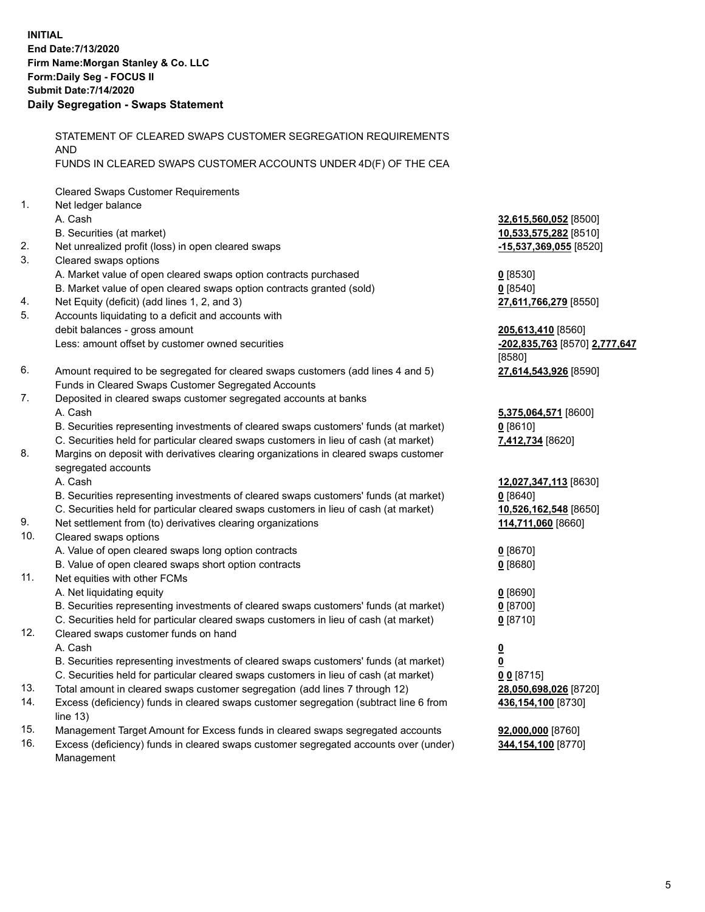**INITIAL**
**End Date:7/13/2020**
**Firm Name:Morgan Stanley & Co. LLC**
**Form:Daily Seg - FOCUS II**
**Submit Date:7/14/2020**
**Daily Segregation - Swaps Statement**

STATEMENT OF CLEARED SWAPS CUSTOMER SEGREGATION REQUIREMENTS AND FUNDS IN CLEARED SWAPS CUSTOMER ACCOUNTS UNDER 4D(F) OF THE CEA

| | | |
|---|---|---|
| | Cleared Swaps Customer Requirements | |
| 1. | Net ledger balance | |
| | A. Cash | **32,615,560,052** [8500] |
| | B. Securities (at market) | **10,533,575,282** [8510] |
| 2. | Net unrealized profit (loss) in open cleared swaps | **-15,537,369,055** [8520] |
| 3. | Cleared swaps options | |
| | A. Market value of open cleared swaps option contracts purchased | **0** [8530] |
| | B. Market value of open cleared swaps option contracts granted (sold) | **0** [8540] |
| 4. | Net Equity (deficit) (add lines 1, 2, and 3) | **27,611,766,279** [8550] |
| 5. | Accounts liquidating to a deficit and accounts with debit balances - gross amount | **205,613,410** [8560] |
| | Less: amount offset by customer owned securities | **-202,835,763** [8570] **2,777,647** [8580] |
| 6. | Amount required to be segregated for cleared swaps customers (add lines 4 and 5) | **27,614,543,926** [8590] |
| | Funds in Cleared Swaps Customer Segregated Accounts | |
| 7. | Deposited in cleared swaps customer segregated accounts at banks | |
| | A. Cash | **5,375,064,571** [8600] |
| | B. Securities representing investments of cleared swaps customers' funds (at market) | **0** [8610] |
| | C. Securities held for particular cleared swaps customers in lieu of cash (at market) | **7,412,734** [8620] |
| 8. | Margins on deposit with derivatives clearing organizations in cleared swaps customer segregated accounts | |
| | A. Cash | **12,027,347,113** [8630] |
| | B. Securities representing investments of cleared swaps customers' funds (at market) | **0** [8640] |
| | C. Securities held for particular cleared swaps customers in lieu of cash (at market) | **10,526,162,548** [8650] |
| 9. | Net settlement from (to) derivatives clearing organizations | **114,711,060** [8660] |
| 10. | Cleared swaps options | |
| | A. Value of open cleared swaps long option contracts | **0** [8670] |
| | B. Value of open cleared swaps short option contracts | **0** [8680] |
| 11. | Net equities with other FCMs | |
| | A. Net liquidating equity | **0** [8690] |
| | B. Securities representing investments of cleared swaps customers' funds (at market) | **0** [8700] |
| | C. Securities held for particular cleared swaps customers in lieu of cash (at market) | **0** [8710] |
| 12. | Cleared swaps customer funds on hand | |
| | A. Cash | **0** |
| | B. Securities representing investments of cleared swaps customers' funds (at market) | **0** |
| | C. Securities held for particular cleared swaps customers in lieu of cash (at market) | **0** **0** [8715] |
| 13. | Total amount in cleared swaps customer segregation (add lines 7 through 12) | **28,050,698,026** [8720] |
| 14. | Excess (deficiency) funds in cleared swaps customer segregation (subtract line 6 from line 13) | **436,154,100** [8730] |
| 15. | Management Target Amount for Excess funds in cleared swaps segregated accounts | **92,000,000** [8760] |
| 16. | Excess (deficiency) funds in cleared swaps customer segregated accounts over (under) Management | **344,154,100** [8770] |